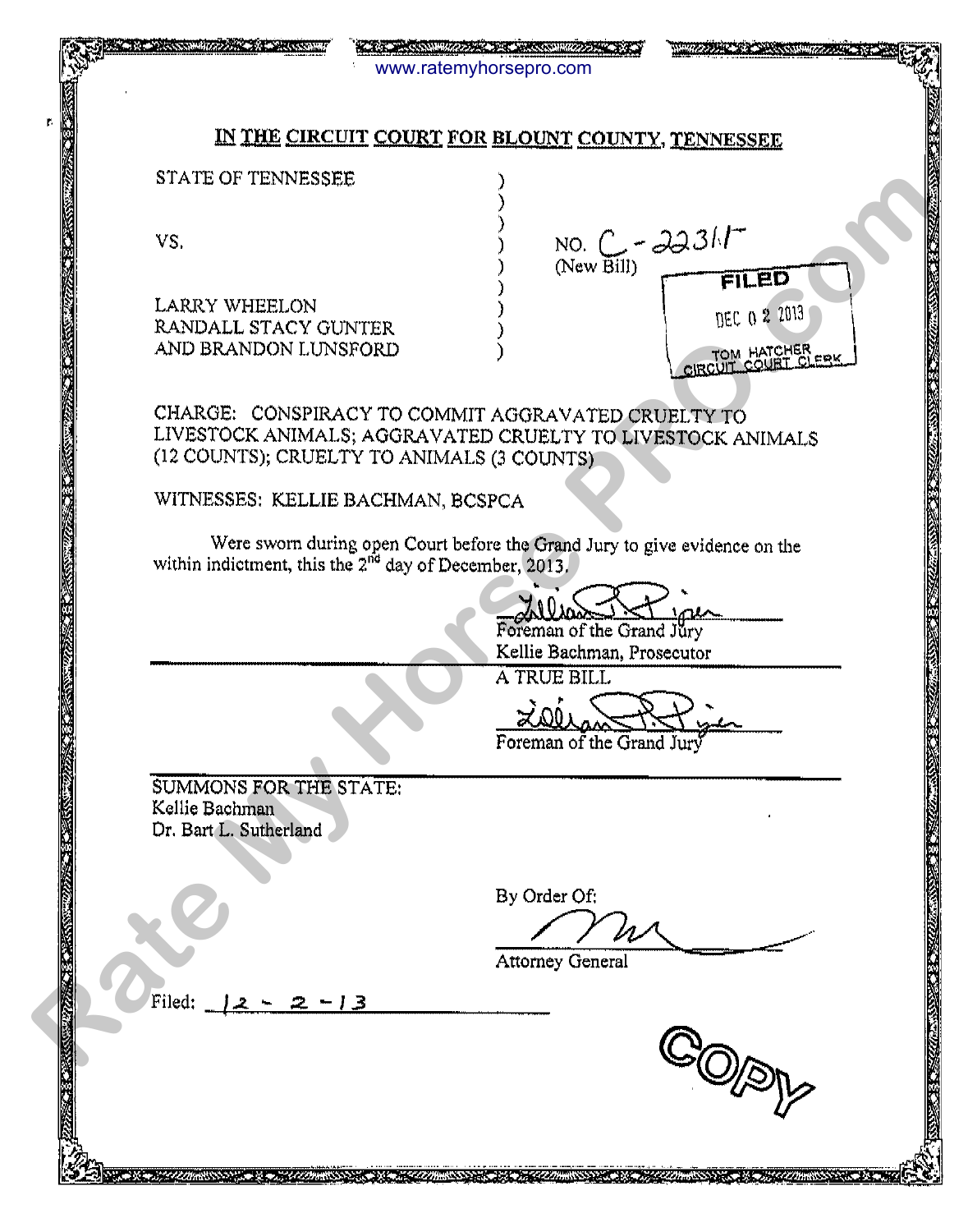www.ratemyhorsepro.com

# IN THE CIRCUIT COURT FOR BLOUNT COUNTY, TENNESSEE

STATE OF TENNESSEE )

VS. )

NO. C-22311 (New Bill)

LARRY WHEELON
RANDALL STACY GUNTER
AND BRANDON LUNSFORD )

FILED
DEC 0 2 2013
TOM HATCHER
CIRCUIT COURT CLERK

CHARGE: CONSPIRACY TO COMMIT AGGRAVATED CRUELTY TO LIVESTOCK ANIMALS; AGGRAVATED CRUELTY TO LIVESTOCK ANIMALS (12 COUNTS); CRUELTY TO ANIMALS (3 COUNTS)

WITNESSES: KELLIE BACHMAN, BCSPCA

Were sworn during open Court before the Grand Jury to give evidence on the within indictment, this the 2nd day of December, 2013.

Foreman of the Grand Jury
Kellie Bachman, Prosecutor

A TRUE BILL

Foreman of the Grand Jury

SUMMONS FOR THE STATE:
Kellie Bachman
Dr. Bart L. Sutherland

By Order Of:

Attorney General

Filed: 12 - 2 - 13

COPY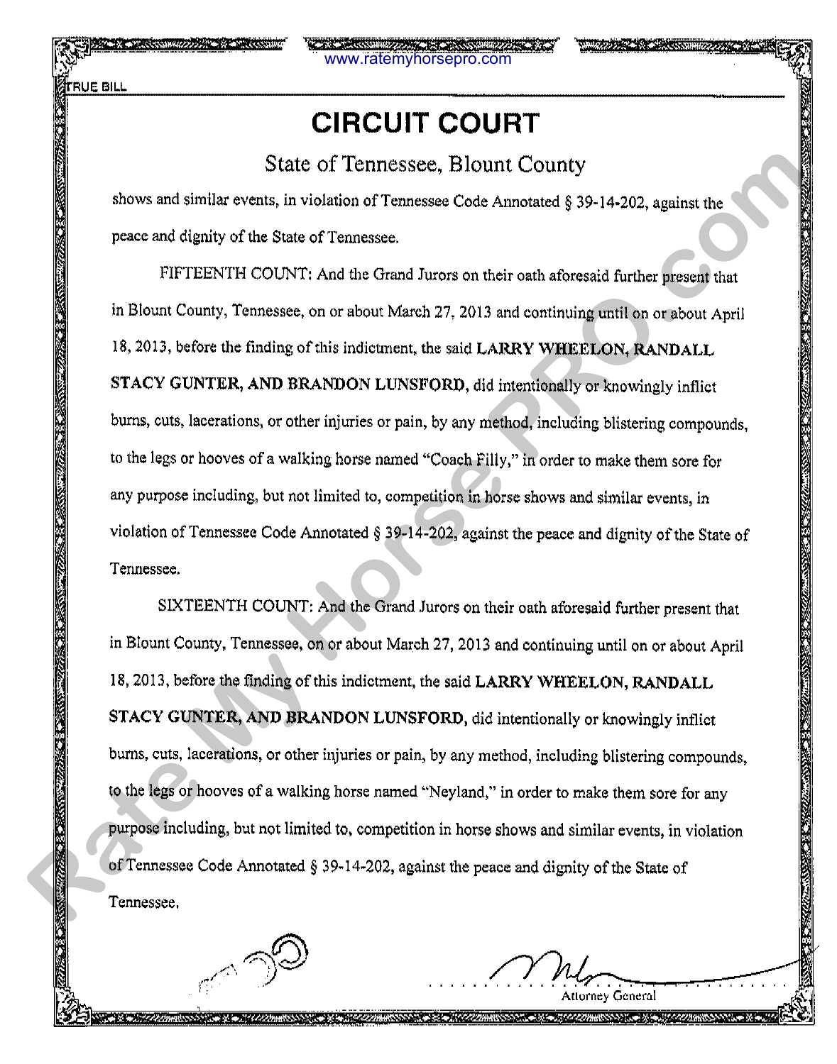TRUE BILL

# CIRCUIT COURT

## State of Tennessee, Blount County

shows and similar events, in violation of Tennessee Code Annotated § 39-14-202, against the peace and dignity of the State of Tennessee.

FIFTEENTH COUNT: And the Grand Jurors on their oath aforesaid further present that in Blount County, Tennessee, on or about March 27, 2013 and continuing until on or about April 18, 2013, before the finding of this indictment, the said **LARRY WHEELON, RANDALL STACY GUNTER, AND BRANDON LUNSFORD,** did intentionally or knowingly inflict burns, cuts, lacerations, or other injuries or pain, by any method, including blistering compounds, to the legs or hooves of a walking horse named "Coach Filly," in order to make them sore for any purpose including, but not limited to, competition in horse shows and similar events, in violation of Tennessee Code Annotated § 39-14-202, against the peace and dignity of the State of Tennessee.

SIXTEENTH COUNT: And the Grand Jurors on their oath aforesaid further present that in Blount County, Tennessee, on or about March 27, 2013 and continuing until on or about April 18, 2013, before the finding of this indictment, the said **LARRY WHEELON, RANDALL STACY GUNTER, AND BRANDON LUNSFORD,** did intentionally or knowingly inflict burns, cuts, lacerations, or other injuries or pain, by any method, including blistering compounds, to the legs or hooves of a walking horse named "Neyland," in order to make them sore for any purpose including, but not limited to, competition in horse shows and similar events, in violation of Tennessee Code Annotated § 39-14-202, against the peace and dignity of the State of Tennessee.

Attorney General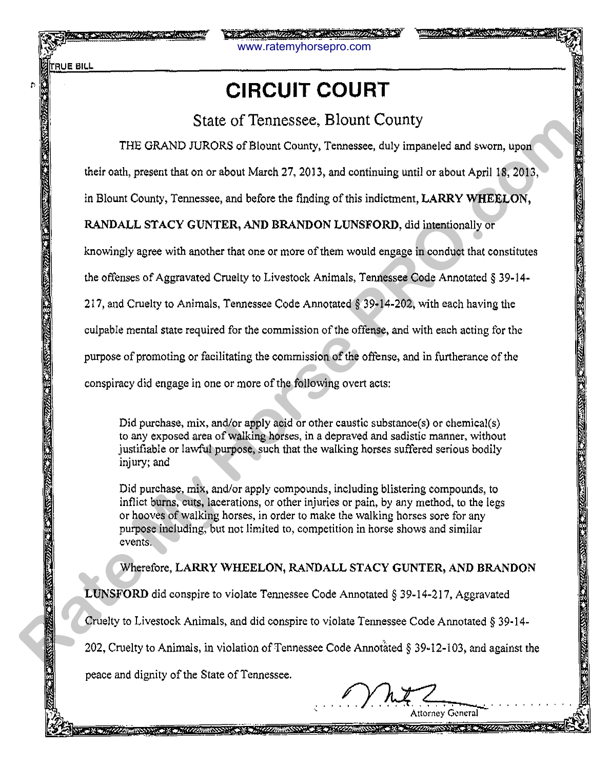TRUE BILL

# CIRCUIT COURT

## State of Tennessee, Blount County

THE GRAND JURORS of Blount County, Tennessee, duly impaneled and sworn, upon their oath, present that on or about March 27, 2013, and continuing until or about April 18, 2013, in Blount County, Tennessee, and before the finding of this indictment, **LARRY WHEELON, RANDALL STACY GUNTER, AND BRANDON LUNSFORD**, did intentionally or knowingly agree with another that one or more of them would engage in conduct that constitutes the offenses of Aggravated Cruelty to Livestock Animals, Tennessee Code Annotated § 39-14-217, and Cruelty to Animals, Tennessee Code Annotated § 39-14-202, with each having the culpable mental state required for the commission of the offense, and with each acting for the purpose of promoting or facilitating the commission of the offense, and in furtherance of the conspiracy did engage in one or more of the following overt acts:

> Did purchase, mix, and/or apply acid or other caustic substance(s) or chemical(s) to any exposed area of walking horses, in a depraved and sadistic manner, without justifiable or lawful purpose, such that the walking horses suffered serious bodily injury; and
>
> Did purchase, mix, and/or apply compounds, including blistering compounds, to inflict burns, cuts, lacerations, or other injuries or pain, by any method, to the legs or hooves of walking horses, in order to make the walking horses sore for any purpose including, but not limited to, competition in horse shows and similar events.

Wherefore, **LARRY WHEELON, RANDALL STACY GUNTER, AND BRANDON LUNSFORD** did conspire to violate Tennessee Code Annotated § 39-14-217, Aggravated Cruelty to Livestock Animals, and did conspire to violate Tennessee Code Annotated § 39-14-202, Cruelty to Animals, in violation of Tennessee Code Annotated § 39-12-103, and against the peace and dignity of the State of Tennessee.

Attorney General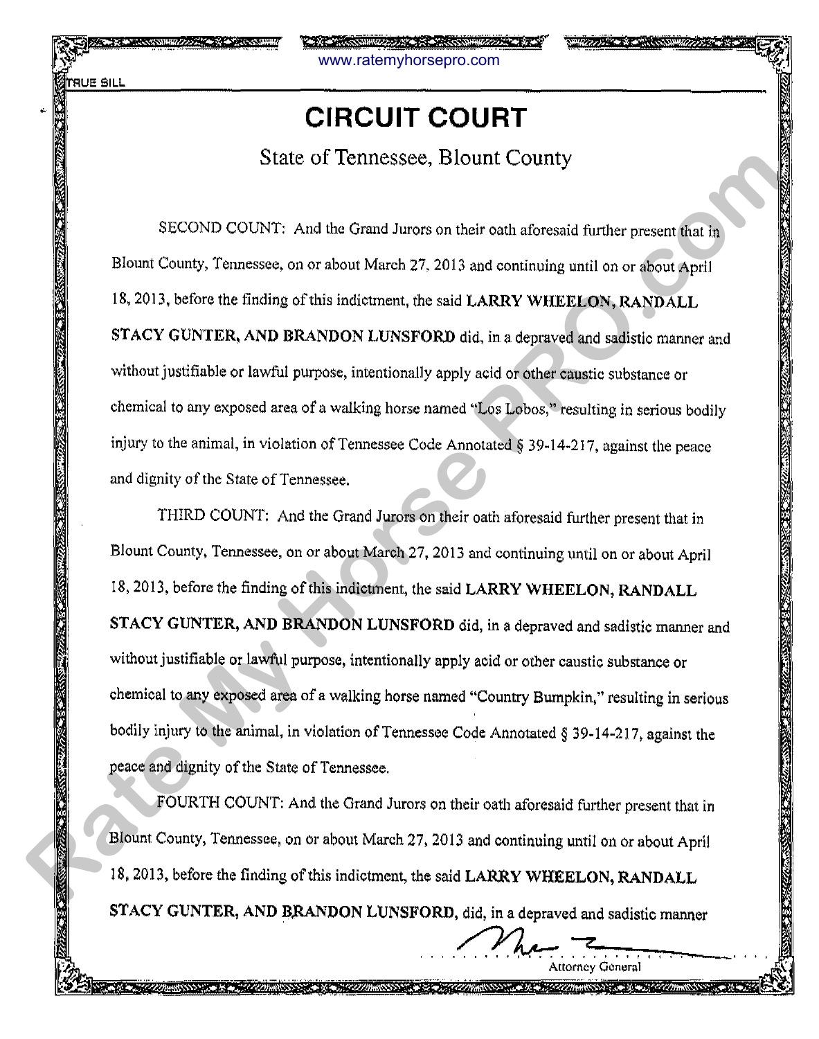TRUE BILL

# CIRCUIT COURT

State of Tennessee, Blount County

SECOND COUNT: And the Grand Jurors on their oath aforesaid further present that in Blount County, Tennessee, on or about March 27, 2013 and continuing until on or about April 18, 2013, before the finding of this indictment, the said **LARRY WHEELON, RANDALL STACY GUNTER, AND BRANDON LUNSFORD** did, in a depraved and sadistic manner and without justifiable or lawful purpose, intentionally apply acid or other caustic substance or chemical to any exposed area of a walking horse named "Los Lobos," resulting in serious bodily injury to the animal, in violation of Tennessee Code Annotated § 39-14-217, against the peace and dignity of the State of Tennessee.

THIRD COUNT: And the Grand Jurors on their oath aforesaid further present that in Blount County, Tennessee, on or about March 27, 2013 and continuing until on or about April 18, 2013, before the finding of this indictment, the said **LARRY WHEELON, RANDALL STACY GUNTER, AND BRANDON LUNSFORD** did, in a depraved and sadistic manner and without justifiable or lawful purpose, intentionally apply acid or other caustic substance or chemical to any exposed area of a walking horse named "Country Bumpkin," resulting in serious bodily injury to the animal, in violation of Tennessee Code Annotated § 39-14-217, against the peace and dignity of the State of Tennessee.

FOURTH COUNT: And the Grand Jurors on their oath aforesaid further present that in Blount County, Tennessee, on or about March 27, 2013 and continuing until on or about April 18, 2013, before the finding of this indictment, the said **LARRY WHEELON, RANDALL STACY GUNTER, AND BRANDON LUNSFORD**, did, in a depraved and sadistic manner

Attorney General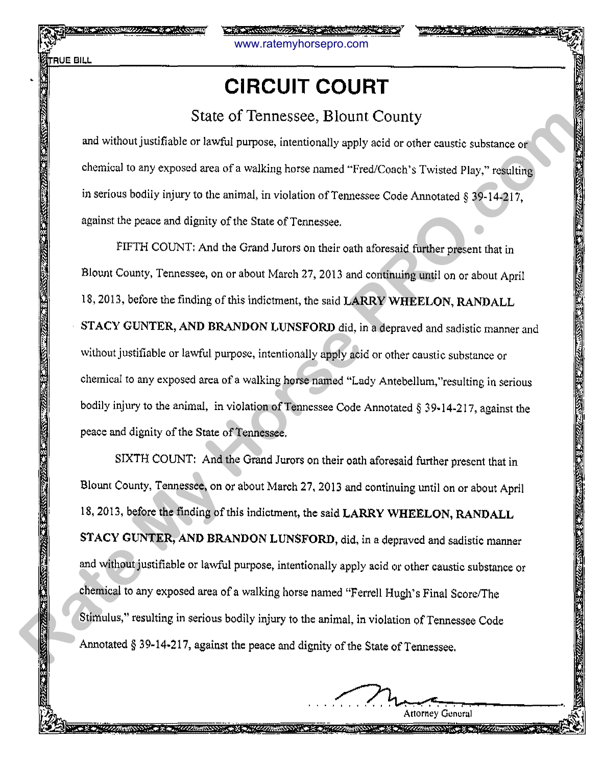TRUE BILL

# CIRCUIT COURT

## State of Tennessee, Blount County

and without justifiable or lawful purpose, intentionally apply acid or other caustic substance or chemical to any exposed area of a walking horse named "Fred/Coach's Twisted Play," resulting in serious bodily injury to the animal, in violation of Tennessee Code Annotated § 39-14-217, against the peace and dignity of the State of Tennessee.

FIFTH COUNT: And the Grand Jurors on their oath aforesaid further present that in Blount County, Tennessee, on or about March 27, 2013 and continuing until on or about April 18, 2013, before the finding of this indictment, the said **LARRY WHEELON, RANDALL STACY GUNTER, AND BRANDON LUNSFORD** did, in a depraved and sadistic manner and without justifiable or lawful purpose, intentionally apply acid or other caustic substance or chemical to any exposed area of a walking horse named "Lady Antebellum,"resulting in serious bodily injury to the animal, in violation of Tennessee Code Annotated § 39-14-217, against the peace and dignity of the State of Tennessee.

SIXTH COUNT: And the Grand Jurors on their oath aforesaid further present that in Blount County, Tennessee, on or about March 27, 2013 and continuing until on or about April 18, 2013, before the finding of this indictment, the said **LARRY WHEELON, RANDALL STACY GUNTER, AND BRANDON LUNSFORD**, did, in a depraved and sadistic manner and without justifiable or lawful purpose, intentionally apply acid or other caustic substance or chemical to any exposed area of a walking horse named "Ferrell Hugh's Final Score/The Stimulus," resulting in serious bodily injury to the animal, in violation of Tennessee Code Annotated § 39-14-217, against the peace and dignity of the State of Tennessee.

Attorney General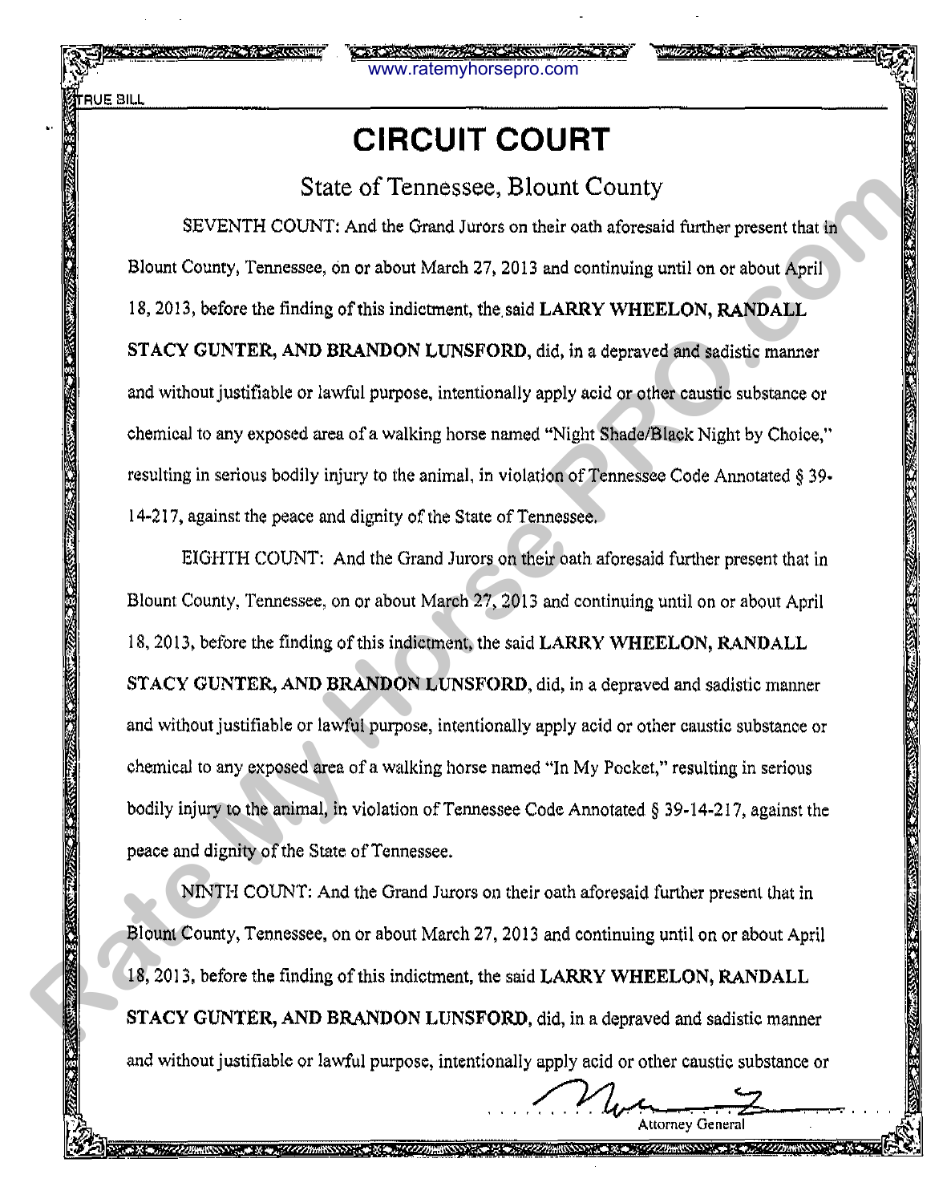TRUE BILL

# CIRCUIT COURT

## State of Tennessee, Blount County

SEVENTH COUNT: And the Grand Jurors on their oath aforesaid further present that in Blount County, Tennessee, on or about March 27, 2013 and continuing until on or about April 18, 2013, before the finding of this indictment, the said **LARRY WHEELON, RANDALL STACY GUNTER, AND BRANDON LUNSFORD**, did, in a depraved and sadistic manner and without justifiable or lawful purpose, intentionally apply acid or other caustic substance or chemical to any exposed area of a walking horse named "Night Shade/Black Night by Choice," resulting in serious bodily injury to the animal, in violation of Tennessee Code Annotated § 39-14-217, against the peace and dignity of the State of Tennessee.

EIGHTH COUNT: And the Grand Jurors on their oath aforesaid further present that in Blount County, Tennessee, on or about March 27, 2013 and continuing until on or about April 18, 2013, before the finding of this indictment, the said **LARRY WHEELON, RANDALL STACY GUNTER, AND BRANDON LUNSFORD**, did, in a depraved and sadistic manner and without justifiable or lawful purpose, intentionally apply acid or other caustic substance or chemical to any exposed area of a walking horse named "In My Pocket," resulting in serious bodily injury to the animal, in violation of Tennessee Code Annotated § 39-14-217, against the peace and dignity of the State of Tennessee.

NINTH COUNT: And the Grand Jurors on their oath aforesaid further present that in Blount County, Tennessee, on or about March 27, 2013 and continuing until on or about April 18, 2013, before the finding of this indictment, the said **LARRY WHEELON, RANDALL STACY GUNTER, AND BRANDON LUNSFORD**, did, in a depraved and sadistic manner and without justifiable or lawful purpose, intentionally apply acid or other caustic substance or

Attorney General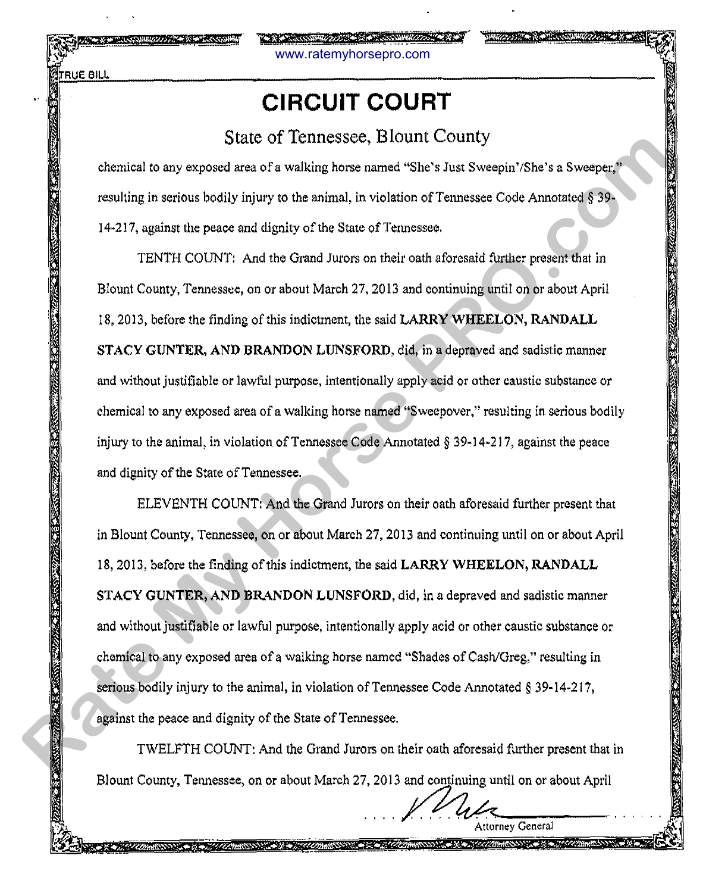TRUE BILL

# CIRCUIT COURT

## State of Tennessee, Blount County

chemical to any exposed area of a walking horse named "She's Just Sweepin'/She's a Sweeper," resulting in serious bodily injury to the animal, in violation of Tennessee Code Annotated § 39-14-217, against the peace and dignity of the State of Tennessee.

TENTH COUNT: And the Grand Jurors on their oath aforesaid further present that in Blount County, Tennessee, on or about March 27, 2013 and continuing until on or about April 18, 2013, before the finding of this indictment, the said **LARRY WHEELON, RANDALL STACY GUNTER, AND BRANDON LUNSFORD**, did, in a depraved and sadistic manner and without justifiable or lawful purpose, intentionally apply acid or other caustic substance or chemical to any exposed area of a walking horse named "Sweepover," resulting in serious bodily injury to the animal, in violation of Tennessee Code Annotated § 39-14-217, against the peace and dignity of the State of Tennessee.

ELEVENTH COUNT: And the Grand Jurors on their oath aforesaid further present that in Blount County, Tennessee, on or about March 27, 2013 and continuing until on or about April 18, 2013, before the finding of this indictment, the said **LARRY WHEELON, RANDALL STACY GUNTER, AND BRANDON LUNSFORD**, did, in a depraved and sadistic manner and without justifiable or lawful purpose, intentionally apply acid or other caustic substance or chemical to any exposed area of a walking horse named "Shades of Cash/Greg," resulting in serious bodily injury to the animal, in violation of Tennessee Code Annotated § 39-14-217, against the peace and dignity of the State of Tennessee.

TWELFTH COUNT: And the Grand Jurors on their oath aforesaid further present that in Blount County, Tennessee, on or about March 27, 2013 and continuing until on or about April

Attorney General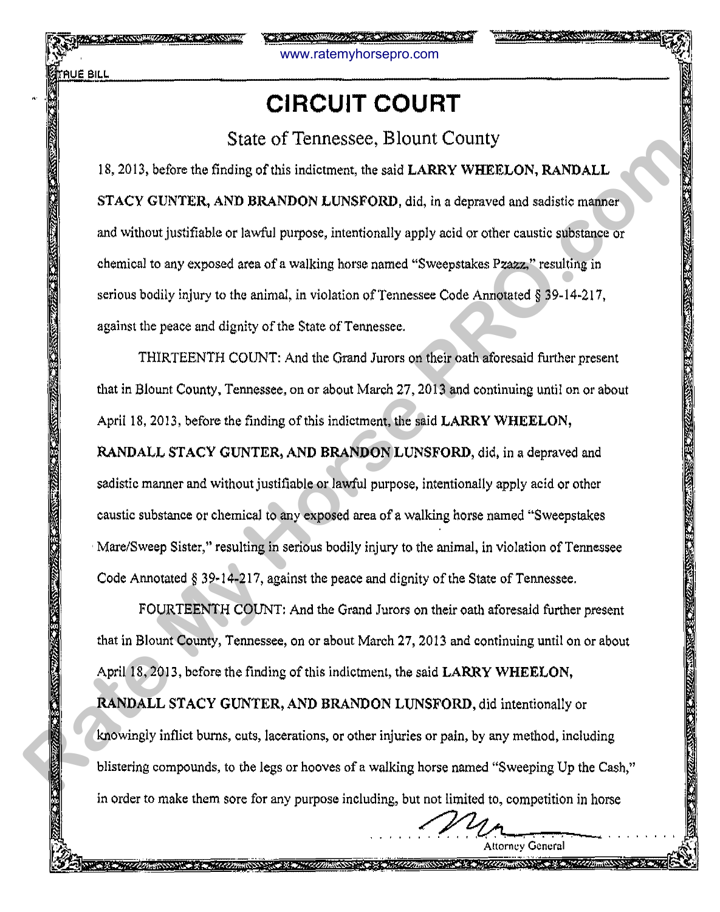TRUE BILL

# CIRCUIT COURT

## State of Tennessee, Blount County

18, 2013, before the finding of this indictment, the said **LARRY WHEELON, RANDALL STACY GUNTER, AND BRANDON LUNSFORD**, did, in a depraved and sadistic manner and without justifiable or lawful purpose, intentionally apply acid or other caustic substance or chemical to any exposed area of a walking horse named "Sweepstakes Pzazz," resulting in serious bodily injury to the animal, in violation of Tennessee Code Annotated § 39-14-217, against the peace and dignity of the State of Tennessee.

THIRTEENTH COUNT: And the Grand Jurors on their oath aforesaid further present that in Blount County, Tennessee, on or about March 27, 2013 and continuing until on or about April 18, 2013, before the finding of this indictment, the said **LARRY WHEELON, RANDALL STACY GUNTER, AND BRANDON LUNSFORD**, did, in a depraved and sadistic manner and without justifiable or lawful purpose, intentionally apply acid or other caustic substance or chemical to any exposed area of a walking horse named "Sweepstakes Mare/Sweep Sister," resulting in serious bodily injury to the animal, in violation of Tennessee Code Annotated § 39-14-217, against the peace and dignity of the State of Tennessee.

FOURTEENTH COUNT: And the Grand Jurors on their oath aforesaid further present that in Blount County, Tennessee, on or about March 27, 2013 and continuing until on or about April 18, 2013, before the finding of this indictment, the said **LARRY WHEELON, RANDALL STACY GUNTER, AND BRANDON LUNSFORD**, did intentionally or knowingly inflict burns, cuts, lacerations, or other injuries or pain, by any method, including blistering compounds, to the legs or hooves of a walking horse named "Sweeping Up the Cash," in order to make them sore for any purpose including, but not limited to, competition in horse

Attorney General